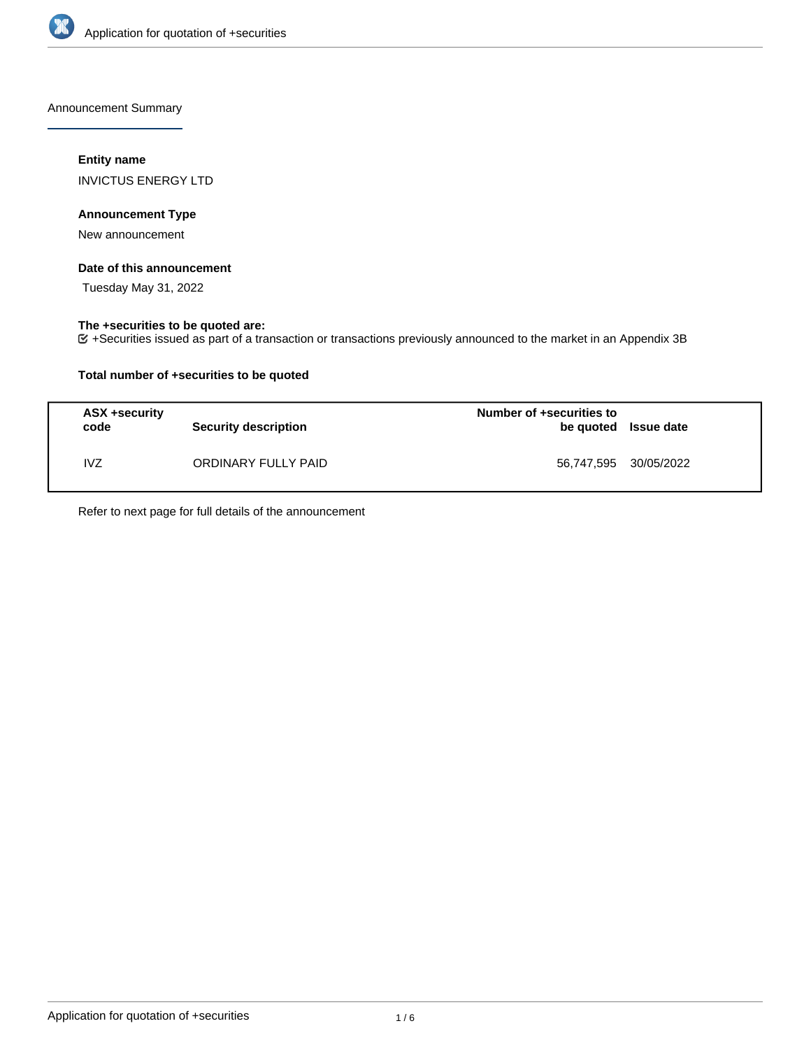Announcement Summary

**Entity name**

INVICTUS ENERGY LTD

**Announcement Type**

New announcement

**Date of this announcement**

Tuesday May 31, 2022

**The +securities to be quoted are:**

+Securities issued as part of a transaction or transactions previously announced to the market in an Appendix 3B

**Total number of +securities to be quoted**

| ASX +security code | Security description | Number of +securities to be quoted | Issue date |
|---|---|---|---|
| IVZ | ORDINARY FULLY PAID | 56,747,595 | 30/05/2022 |

Refer to next page for full details of the announcement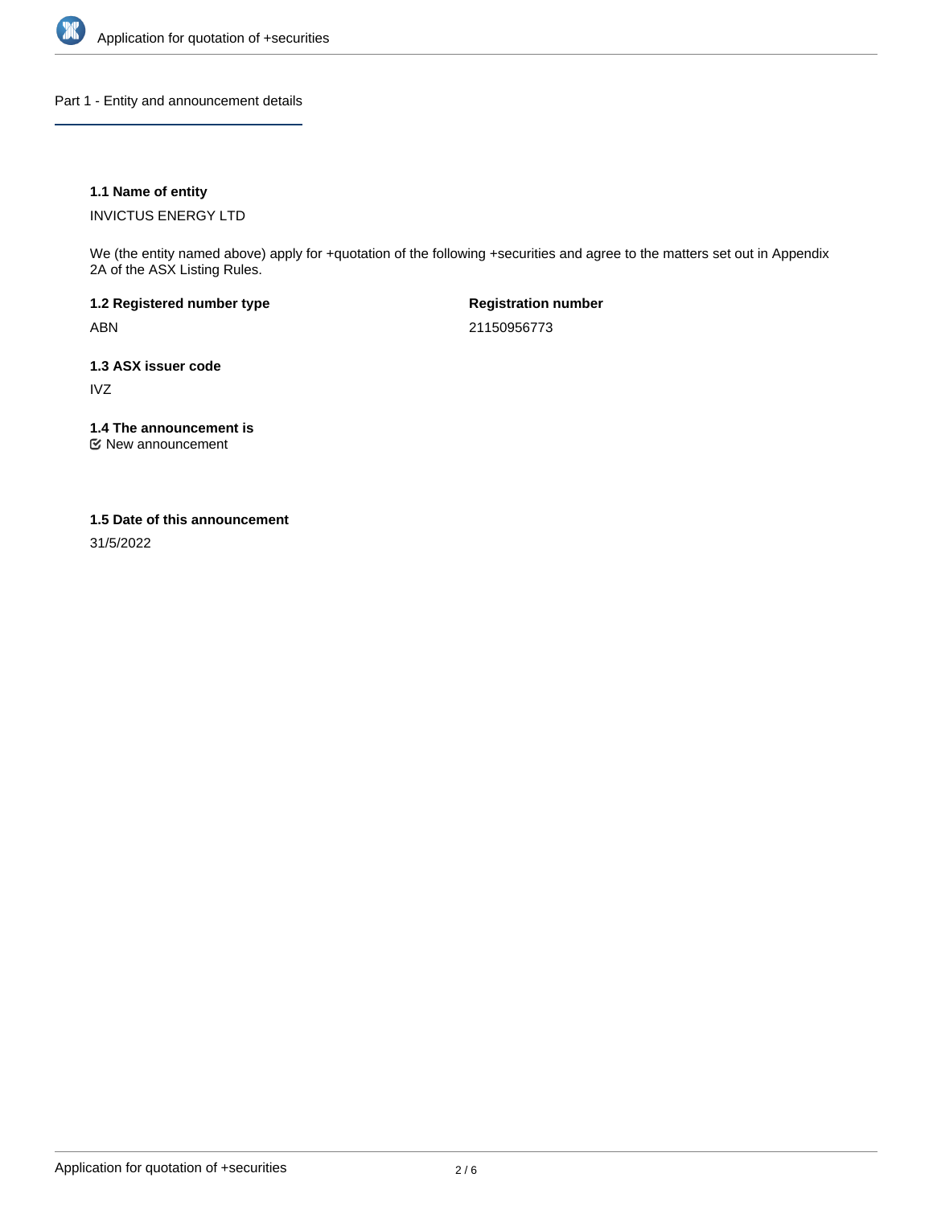## Part 1 - Entity and announcement details

**1.1 Name of entity**

INVICTUS ENERGY LTD

We (the entity named above) apply for +quotation of the following +securities and agree to the matters set out in Appendix 2A of the ASX Listing Rules.

**1.2 Registered number type**

ABN

**Registration number**

21150956773

**1.3 ASX issuer code**

IVZ

**1.4 The announcement is**

☑ New announcement

**1.5 Date of this announcement**

31/5/2022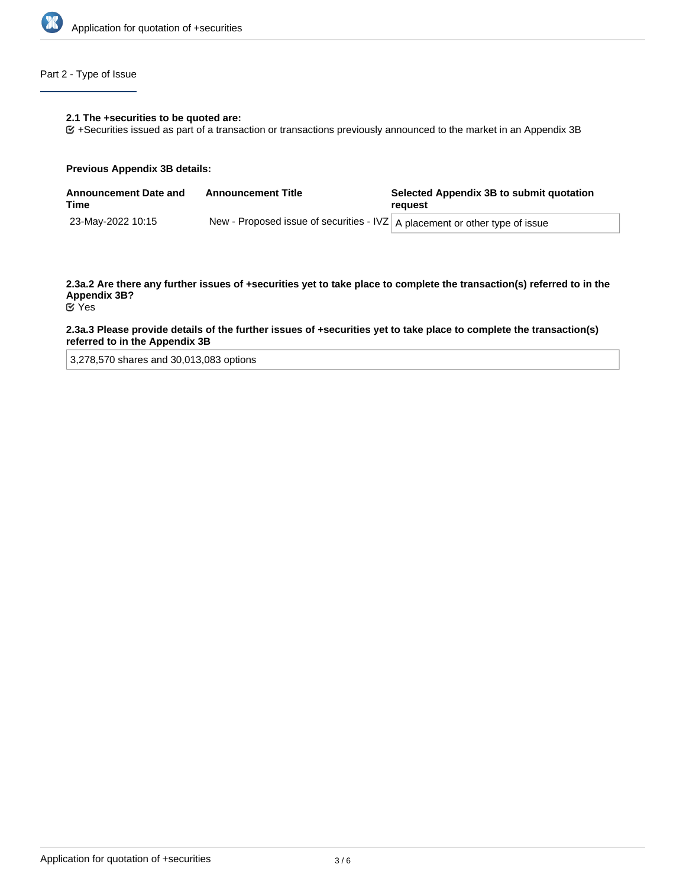## Part 2 - Type of Issue

**2.1 The +securities to be quoted are:**

+Securities issued as part of a transaction or transactions previously announced to the market in an Appendix 3B

**Previous Appendix 3B details:**

| Announcement Date and Time | Announcement Title | Selected Appendix 3B to submit quotation request |
| --- | --- | --- |
| 23-May-2022 10:15 | New - Proposed issue of securities - IVZ | A placement or other type of issue |

**2.3a.2 Are there any further issues of +securities yet to take place to complete the transaction(s) referred to in the Appendix 3B?**

Yes

**2.3a.3 Please provide details of the further issues of +securities yet to take place to complete the transaction(s) referred to in the Appendix 3B**

3,278,570 shares and 30,013,083 options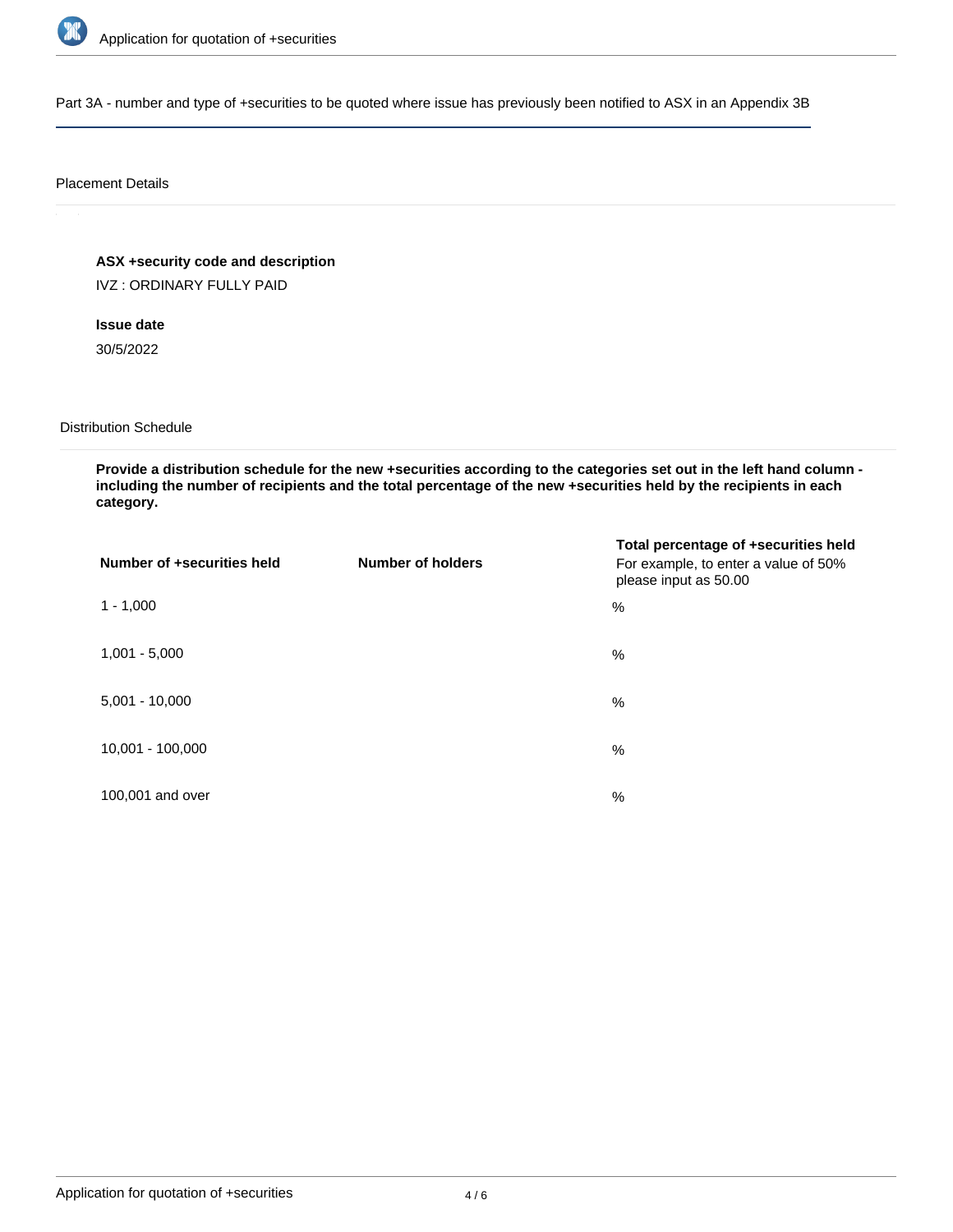Part 3A - number and type of +securities to be quoted where issue has previously been notified to ASX in an Appendix 3B

Placement Details

**ASX +security code and description**

IVZ : ORDINARY FULLY PAID

**Issue date**

30/5/2022

Distribution Schedule

**Provide a distribution schedule for the new +securities according to the categories set out in the left hand column - including the number of recipients and the total percentage of the new +securities held by the recipients in each category.**

| Number of +securities held | Number of holders | Total percentage of +securities held For example, to enter a value of 50% please input as 50.00 |
|---|---|---|
| 1 - 1,000 | | % |
| 1,001 - 5,000 | | % |
| 5,001 - 10,000 | | % |
| 10,001 - 100,000 | | % |
| 100,001 and over | | % |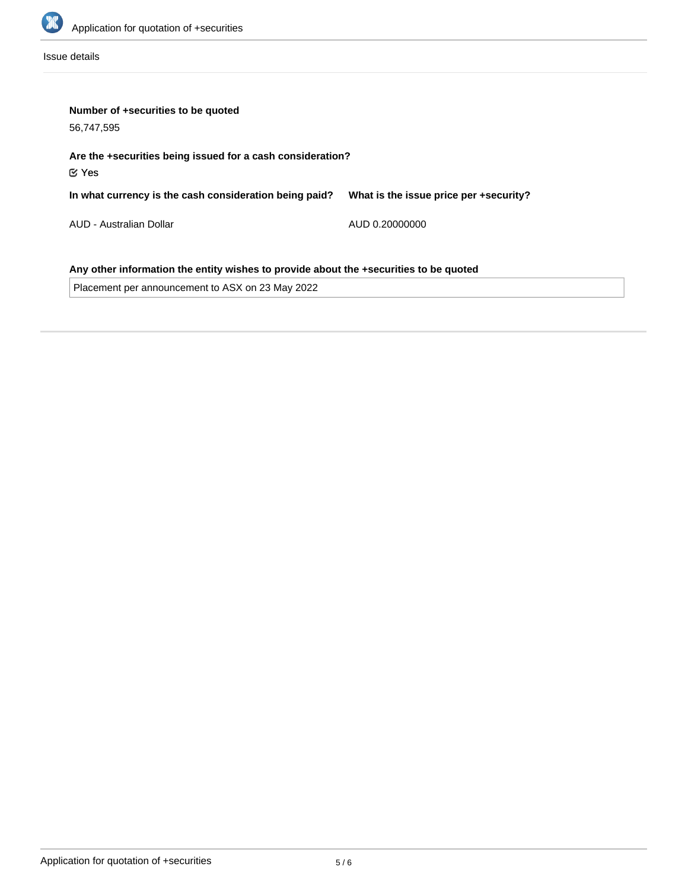Issue details

**Number of +securities to be quoted**

56,747,595

**Are the +securities being issued for a cash consideration?**

☑ Yes

| In what currency is the cash consideration being paid? | What is the issue price per +security? |
| --- | --- |
| AUD - Australian Dollar | AUD 0.20000000 |

**Any other information the entity wishes to provide about the +securities to be quoted**

Placement per announcement to ASX on 23 May 2022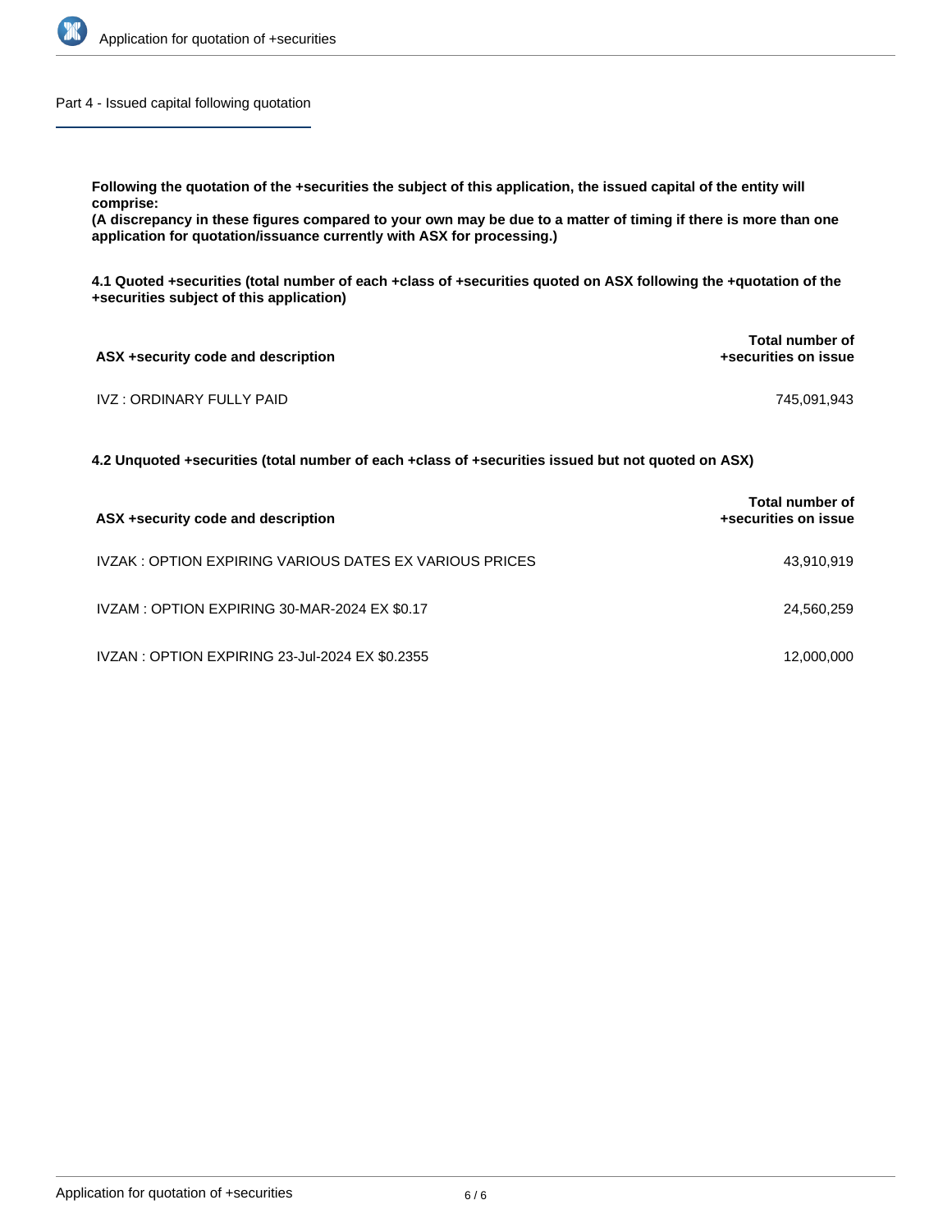## Part 4 - Issued capital following quotation

**Following the quotation of the +securities the subject of this application, the issued capital of the entity will comprise:**
**(A discrepancy in these figures compared to your own may be due to a matter of timing if there is more than one application for quotation/issuance currently with ASX for processing.)**

**4.1 Quoted +securities (total number of each +class of +securities quoted on ASX following the +quotation of the +securities subject of this application)**

| ASX +security code and description | Total number of +securities on issue |
|---|---|
| IVZ : ORDINARY FULLY PAID | 745,091,943 |

**4.2 Unquoted +securities (total number of each +class of +securities issued but not quoted on ASX)**

| ASX +security code and description | Total number of +securities on issue |
|---|---|
| IVZAK : OPTION EXPIRING VARIOUS DATES EX VARIOUS PRICES | 43,910,919 |
| IVZAM : OPTION EXPIRING 30-MAR-2024 EX $0.17 | 24,560,259 |
| IVZAN : OPTION EXPIRING 23-Jul-2024 EX $0.2355 | 12,000,000 |